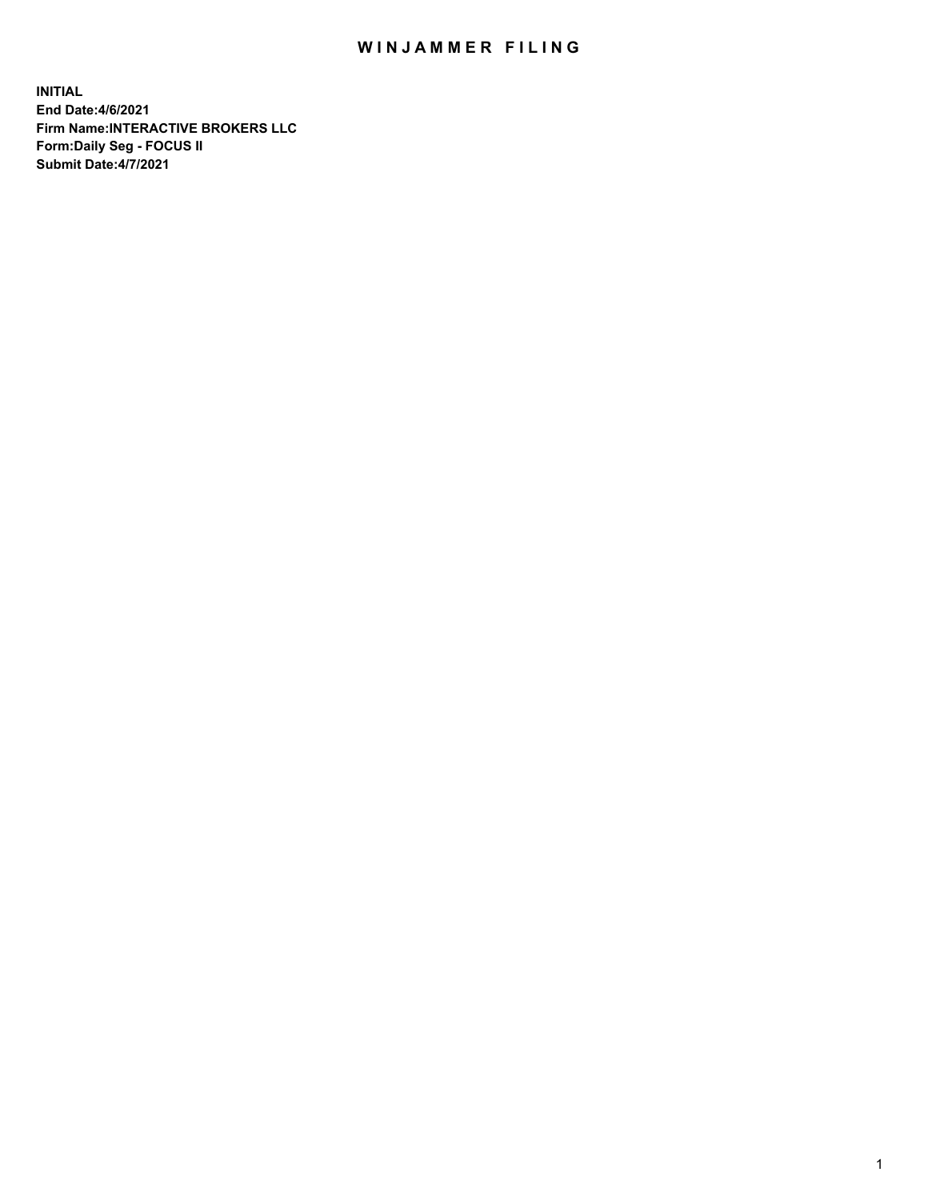# WINJAMMER FILING

**INITIAL**
**End Date:4/6/2021**
**Firm Name:INTERACTIVE BROKERS LLC**
**Form:Daily Seg - FOCUS II**
**Submit Date:4/7/2021**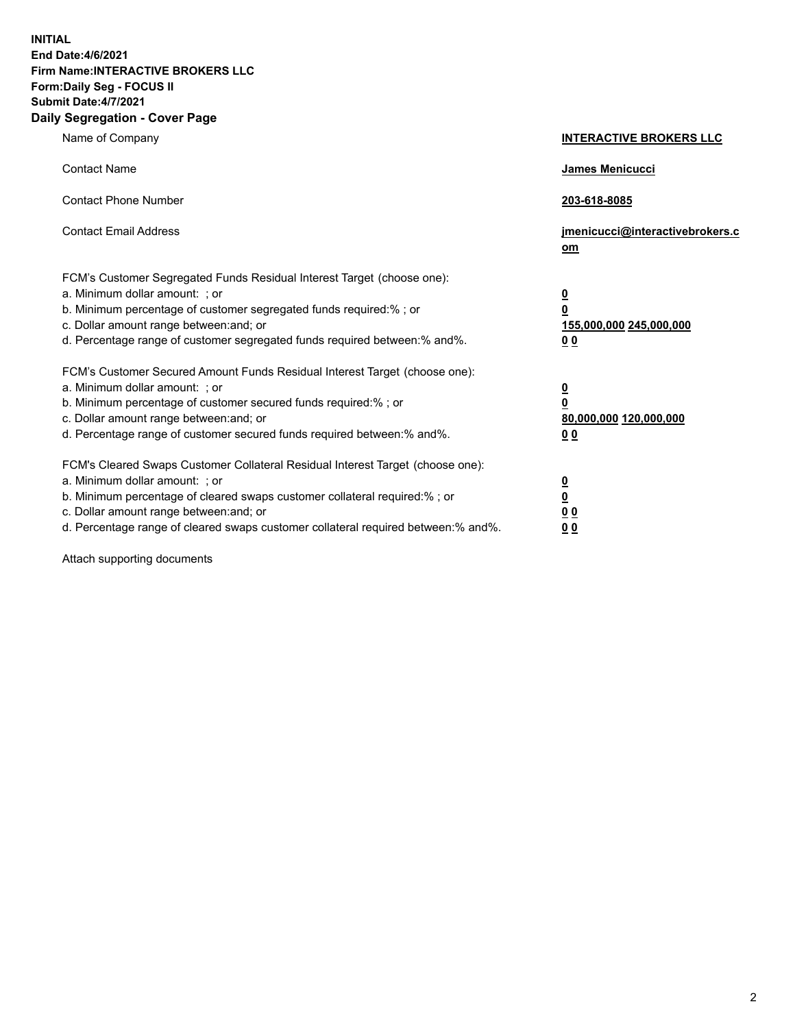**INITIAL**
**End Date:4/6/2021**
**Firm Name:INTERACTIVE BROKERS LLC**
**Form:Daily Seg - FOCUS II**
**Submit Date:4/7/2021**

## Daily Segregation - Cover Page

| | |
|---|---|
| Name of Company | **INTERACTIVE BROKERS LLC** |
| Contact Name | **James Menicucci** |
| Contact Phone Number | **203-618-8085** |
| Contact Email Address | **jmenicucci@interactivebrokers.com** |

FCM's Customer Segregated Funds Residual Interest Target (choose one):

| | |
|---|---|
| a. Minimum dollar amount: ; or | **0** |
| b. Minimum percentage of customer segregated funds required:% ; or | **0** |
| c. Dollar amount range between:and; or | **155,000,000 245,000,000** |
| d. Percentage range of customer segregated funds required between:% and%. | **0 0** |

FCM's Customer Secured Amount Funds Residual Interest Target (choose one):

| | |
|---|---|
| a. Minimum dollar amount: ; or | **0** |
| b. Minimum percentage of customer secured funds required:% ; or | **0** |
| c. Dollar amount range between:and; or | **80,000,000 120,000,000** |
| d. Percentage range of customer secured funds required between:% and%. | **0 0** |

FCM's Cleared Swaps Customer Collateral Residual Interest Target (choose one):

| | |
|---|---|
| a. Minimum dollar amount: ; or | **0** |
| b. Minimum percentage of cleared swaps customer collateral required:% ; or | **0** |
| c. Dollar amount range between:and; or | **0 0** |
| d. Percentage range of cleared swaps customer collateral required between:% and%. | **0 0** |

Attach supporting documents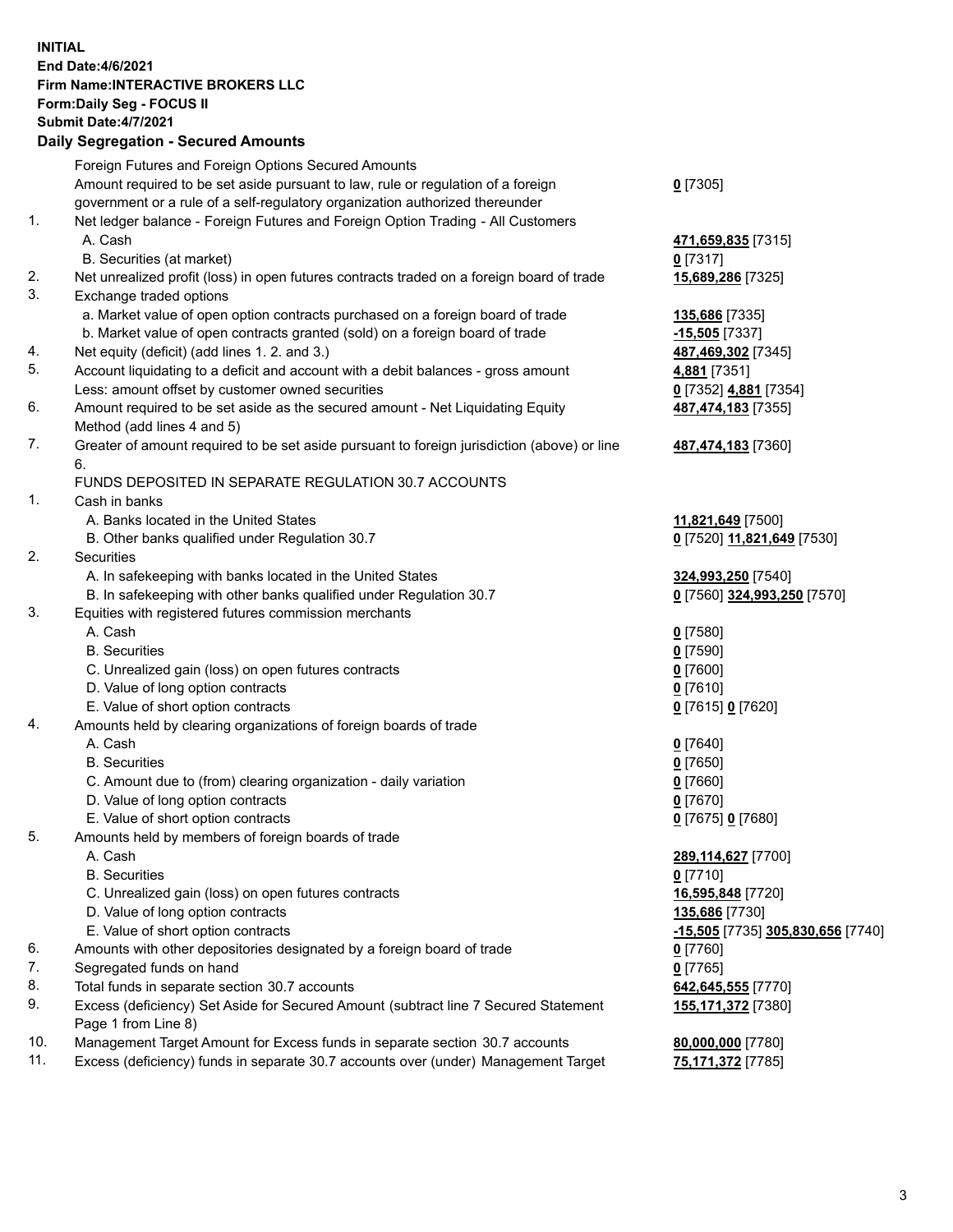**INITIAL**
**End Date:4/6/2021**
**Firm Name:INTERACTIVE BROKERS LLC**
**Form:Daily Seg - FOCUS II**
**Submit Date:4/7/2021**

## Daily Segregation - Secured Amounts

| | | |
|---|---|---|
| | Foreign Futures and Foreign Options Secured Amounts | |
| | Amount required to be set aside pursuant to law, rule or regulation of a foreign government or a rule of a self-regulatory organization authorized thereunder | **0** [7305] |
| 1. | Net ledger balance - Foreign Futures and Foreign Option Trading - All Customers | |
| | A. Cash | **471,659,835** [7315] |
| | B. Securities (at market) | **0** [7317] |
| 2. | Net unrealized profit (loss) in open futures contracts traded on a foreign board of trade | **15,689,286** [7325] |
| 3. | Exchange traded options | |
| | a. Market value of open option contracts purchased on a foreign board of trade | **135,686** [7335] |
| | b. Market value of open contracts granted (sold) on a foreign board of trade | **-15,505** [7337] |
| 4. | Net equity (deficit) (add lines 1. 2. and 3.) | **487,469,302** [7345] |
| 5. | Account liquidating to a deficit and account with a debit balances - gross amount | **4,881** [7351] |
| | Less: amount offset by customer owned securities | **0** [7352] **4,881** [7354] |
| 6. | Amount required to be set aside as the secured amount - Net Liquidating Equity Method (add lines 4 and 5) | **487,474,183** [7355] |
| 7. | Greater of amount required to be set aside pursuant to foreign jurisdiction (above) or line 6. | **487,474,183** [7360] |
| | FUNDS DEPOSITED IN SEPARATE REGULATION 30.7 ACCOUNTS | |
| 1. | Cash in banks | |
| | A. Banks located in the United States | **11,821,649** [7500] |
| | B. Other banks qualified under Regulation 30.7 | **0** [7520] **11,821,649** [7530] |
| 2. | Securities | |
| | A. In safekeeping with banks located in the United States | **324,993,250** [7540] |
| | B. In safekeeping with other banks qualified under Regulation 30.7 | **0** [7560] **324,993,250** [7570] |
| 3. | Equities with registered futures commission merchants | |
| | A. Cash | **0** [7580] |
| | B. Securities | **0** [7590] |
| | C. Unrealized gain (loss) on open futures contracts | **0** [7600] |
| | D. Value of long option contracts | **0** [7610] |
| | E. Value of short option contracts | **0** [7615] **0** [7620] |
| 4. | Amounts held by clearing organizations of foreign boards of trade | |
| | A. Cash | **0** [7640] |
| | B. Securities | **0** [7650] |
| | C. Amount due to (from) clearing organization - daily variation | **0** [7660] |
| | D. Value of long option contracts | **0** [7670] |
| | E. Value of short option contracts | **0** [7675] **0** [7680] |
| 5. | Amounts held by members of foreign boards of trade | |
| | A. Cash | **289,114,627** [7700] |
| | B. Securities | **0** [7710] |
| | C. Unrealized gain (loss) on open futures contracts | **16,595,848** [7720] |
| | D. Value of long option contracts | **135,686** [7730] |
| | E. Value of short option contracts | **-15,505** [7735] **305,830,656** [7740] |
| 6. | Amounts with other depositories designated by a foreign board of trade | **0** [7760] |
| 7. | Segregated funds on hand | **0** [7765] |
| 8. | Total funds in separate section 30.7 accounts | **642,645,555** [7770] |
| 9. | Excess (deficiency) Set Aside for Secured Amount (subtract line 7 Secured Statement Page 1 from Line 8) | **155,171,372** [7380] |
| 10. | Management Target Amount for Excess funds in separate section 30.7 accounts | **80,000,000** [7780] |
| 11. | Excess (deficiency) funds in separate 30.7 accounts over (under) Management Target | **75,171,372** [7785] |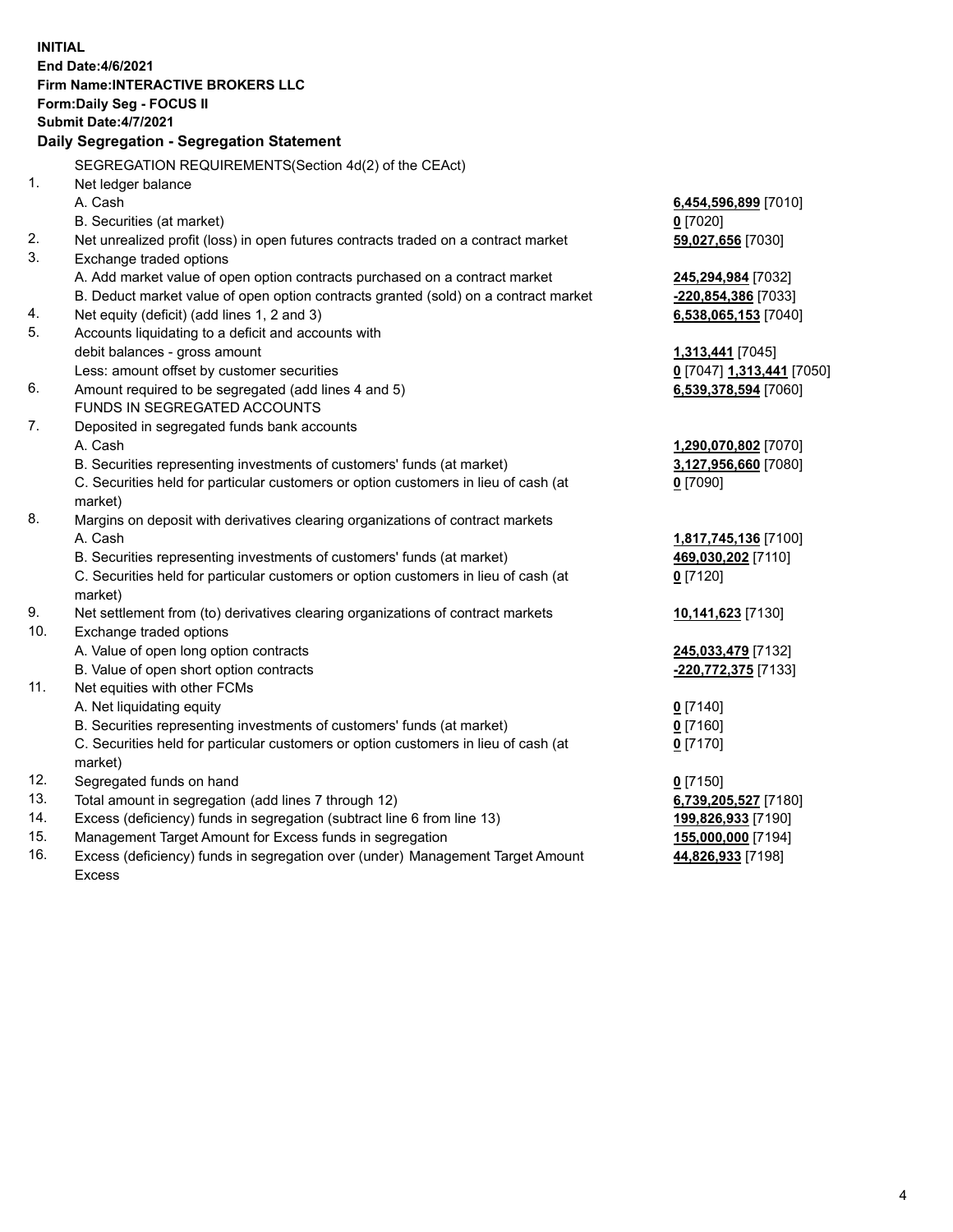**INITIAL**
**End Date:4/6/2021**
**Firm Name:INTERACTIVE BROKERS LLC**
**Form:Daily Seg - FOCUS II**
**Submit Date:4/7/2021**

## Daily Segregation - Segregation Statement

SEGREGATION REQUIREMENTS(Section 4d(2) of the CEAct)

| | | |
|---|---|---|
| 1. | Net ledger balance | |
| | A. Cash | 6,454,596,899 [7010] |
| | B. Securities (at market) | 0 [7020] |
| 2. | Net unrealized profit (loss) in open futures contracts traded on a contract market | 59,027,656 [7030] |
| 3. | Exchange traded options | |
| | A. Add market value of open option contracts purchased on a contract market | 245,294,984 [7032] |
| | B. Deduct market value of open option contracts granted (sold) on a contract market | -220,854,386 [7033] |
| 4. | Net equity (deficit) (add lines 1, 2 and 3) | 6,538,065,153 [7040] |
| 5. | Accounts liquidating to a deficit and accounts with debit balances - gross amount | 1,313,441 [7045] |
| | Less: amount offset by customer securities | 0 [7047] 1,313,441 [7050] |
| 6. | Amount required to be segregated (add lines 4 and 5) | 6,539,378,594 [7060] |
| | FUNDS IN SEGREGATED ACCOUNTS | |
| 7. | Deposited in segregated funds bank accounts | |
| | A. Cash | 1,290,070,802 [7070] |
| | B. Securities representing investments of customers' funds (at market) | 3,127,956,660 [7080] |
| | C. Securities held for particular customers or option customers in lieu of cash (at market) | 0 [7090] |
| 8. | Margins on deposit with derivatives clearing organizations of contract markets | |
| | A. Cash | 1,817,745,136 [7100] |
| | B. Securities representing investments of customers' funds (at market) | 469,030,202 [7110] |
| | C. Securities held for particular customers or option customers in lieu of cash (at market) | 0 [7120] |
| 9. | Net settlement from (to) derivatives clearing organizations of contract markets | 10,141,623 [7130] |
| 10. | Exchange traded options | |
| | A. Value of open long option contracts | 245,033,479 [7132] |
| | B. Value of open short option contracts | -220,772,375 [7133] |
| 11. | Net equities with other FCMs | |
| | A. Net liquidating equity | 0 [7140] |
| | B. Securities representing investments of customers' funds (at market) | 0 [7160] |
| | C. Securities held for particular customers or option customers in lieu of cash (at market) | 0 [7170] |
| 12. | Segregated funds on hand | 0 [7150] |
| 13. | Total amount in segregation (add lines 7 through 12) | 6,739,205,527 [7180] |
| 14. | Excess (deficiency) funds in segregation (subtract line 6 from line 13) | 199,826,933 [7190] |
| 15. | Management Target Amount for Excess funds in segregation | 155,000,000 [7194] |
| 16. | Excess (deficiency) funds in segregation over (under) Management Target Amount Excess | 44,826,933 [7198] |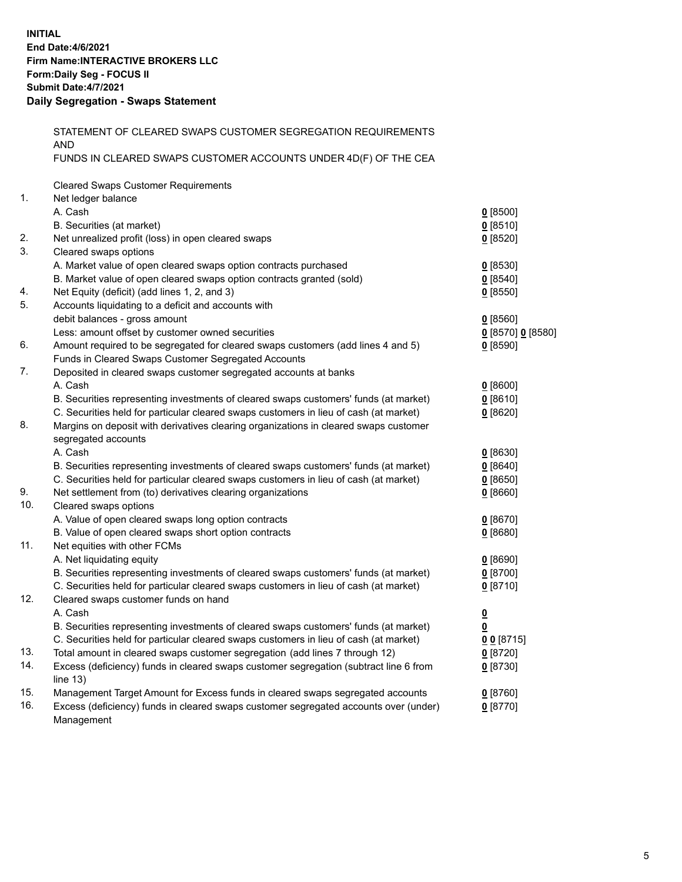**INITIAL**
**End Date:4/6/2021**
**Firm Name:INTERACTIVE BROKERS LLC**
**Form:Daily Seg - FOCUS II**
**Submit Date:4/7/2021**
**Daily Segregation - Swaps Statement**

STATEMENT OF CLEARED SWAPS CUSTOMER SEGREGATION REQUIREMENTS AND FUNDS IN CLEARED SWAPS CUSTOMER ACCOUNTS UNDER 4D(F) OF THE CEA

| | | |
|---|---|---|
| | Cleared Swaps Customer Requirements | |
| 1. | Net ledger balance | |
| | A. Cash | 0 [8500] |
| | B. Securities (at market) | 0 [8510] |
| 2. | Net unrealized profit (loss) in open cleared swaps | 0 [8520] |
| 3. | Cleared swaps options | |
| | A. Market value of open cleared swaps option contracts purchased | 0 [8530] |
| | B. Market value of open cleared swaps option contracts granted (sold) | 0 [8540] |
| 4. | Net Equity (deficit) (add lines 1, 2, and 3) | 0 [8550] |
| 5. | Accounts liquidating to a deficit and accounts with debit balances - gross amount | 0 [8560] |
| | Less: amount offset by customer owned securities | 0 [8570] 0 [8580] |
| 6. | Amount required to be segregated for cleared swaps customers (add lines 4 and 5) | 0 [8590] |
| | Funds in Cleared Swaps Customer Segregated Accounts | |
| 7. | Deposited in cleared swaps customer segregated accounts at banks | |
| | A. Cash | 0 [8600] |
| | B. Securities representing investments of cleared swaps customers' funds (at market) | 0 [8610] |
| | C. Securities held for particular cleared swaps customers in lieu of cash (at market) | 0 [8620] |
| 8. | Margins on deposit with derivatives clearing organizations in cleared swaps customer segregated accounts | |
| | A. Cash | 0 [8630] |
| | B. Securities representing investments of cleared swaps customers' funds (at market) | 0 [8640] |
| | C. Securities held for particular cleared swaps customers in lieu of cash (at market) | 0 [8650] |
| 9. | Net settlement from (to) derivatives clearing organizations | 0 [8660] |
| 10. | Cleared swaps options | |
| | A. Value of open cleared swaps long option contracts | 0 [8670] |
| | B. Value of open cleared swaps short option contracts | 0 [8680] |
| 11. | Net equities with other FCMs | |
| | A. Net liquidating equity | 0 [8690] |
| | B. Securities representing investments of cleared swaps customers' funds (at market) | 0 [8700] |
| | C. Securities held for particular cleared swaps customers in lieu of cash (at market) | 0 [8710] |
| 12. | Cleared swaps customer funds on hand | |
| | A. Cash | 0 |
| | B. Securities representing investments of cleared swaps customers' funds (at market) | 0 |
| | C. Securities held for particular cleared swaps customers in lieu of cash (at market) | 0 0 [8715] |
| 13. | Total amount in cleared swaps customer segregation (add lines 7 through 12) | 0 [8720] |
| 14. | Excess (deficiency) funds in cleared swaps customer segregation (subtract line 6 from line 13) | 0 [8730] |
| 15. | Management Target Amount for Excess funds in cleared swaps segregated accounts | 0 [8760] |
| 16. | Excess (deficiency) funds in cleared swaps customer segregated accounts over (under) Management | 0 [8770] |